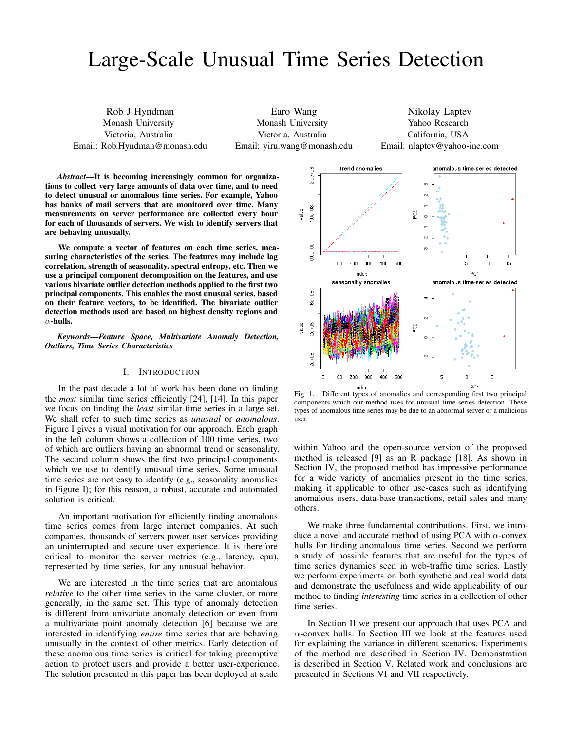# Large-Scale Unusual Time Series Detection

Rob J Hyndman
Monash University
Victoria, Australia
Email: Rob.Hyndman@monash.edu

Earo Wang
Monash University
Victoria, Australia
Email: yiru.wang@monash.edu

Nikolay Laptev
Yahoo Research
California, USA
Email: nlaptev@yahoo-inc.com

***Abstract*—It is becoming increasingly common for organizations to collect very large amounts of data over time, and to need to detect unusual or anomalous time series. For example, Yahoo has banks of mail servers that are monitored over time. Many measurements on server performance are collected every hour for each of thousands of servers. We wish to identify servers that are behaving unusually.**

**We compute a vector of features on each time series, measuring characteristics of the series. The features may include lag correlation, strength of seasonality, spectral entropy, etc. Then we use a principal component decomposition on the features, and use various bivariate outlier detection methods applied to the first two principal components. This enables the most unusual series, based on their feature vectors, to be identified. The bivariate outlier detection methods used are based on highest density regions and $\alpha$-hulls.**

***Keywords*—*Feature Space, Multivariate Anomaly Detection, Outliers, Time Series Characteristics***

## I. Introduction

In the past decade a lot of work has been done on finding the *most* similar time series efficiently [24], [14]. In this paper we focus on finding the *least* similar time series in a large set. We shall refer to such time series as *unusual* or *anomalous*. Figure I gives a visual motivation for our approach. Each graph in the left column shows a collection of 100 time series, two of which are outliers having an abnormal trend or seasonality. The second column shows the first two principal components which we use to identify unusual time series. Some unusual time series are not easy to identify (e.g., seasonality anomalies in Figure I); for this reason, a robust, accurate and automated solution is critical.

An important motivation for efficiently finding anomalous time series comes from large internet companies. At such companies, thousands of servers power user services providing an uninterrupted and secure user experience. It is therefore critical to monitor the server metrics (e.g., latency, cpu), represented by time series, for any unusual behavior.

We are interested in the time series that are anomalous *relative* to the other time series in the same cluster, or more generally, in the same set. This type of anomaly detection is different from univariate anomaly detection or even from a multivariate point anomaly detection [6] because we are interested in identifying *entire* time series that are behaving unusually in the context of other metrics. Early detection of these anomalous time series is critical for taking preemptive action to protect users and provide a better user-experience. The solution presented in this paper has been deployed at scale within Yahoo and the open-source version of the proposed method is released [9] as an R package [18]. As shown in Section IV, the proposed method has impressive performance for a wide variety of anomalies present in the time series, making it applicable to other use-cases such as identifying anomalous users, data-base transactions, retail sales and many others.

Fig. 1. Different types of anomalies and corresponding first two principal components which our method uses for unusual time series detection. These types of anomalous time series may be due to an abnormal server or a malicious user.

We make three fundamental contributions. First, we introduce a novel and accurate method of using PCA with $\alpha$-convex hulls for finding anomalous time series. Second we perform a study of possible features that are useful for the types of time series dynamics seen in web-traffic time series. Lastly we perform experiments on both synthetic and real world data and demonstrate the usefulness and wide applicability of our method to finding *interesting* time series in a collection of other time series.

In Section II we present our approach that uses PCA and $\alpha$-convex hulls. In Section III we look at the features used for explaining the variance in different scenarios. Experiments of the method are described in Section IV. Demonstration is described in Section V. Related work and conclusions are presented in Sections VI and VII respectively.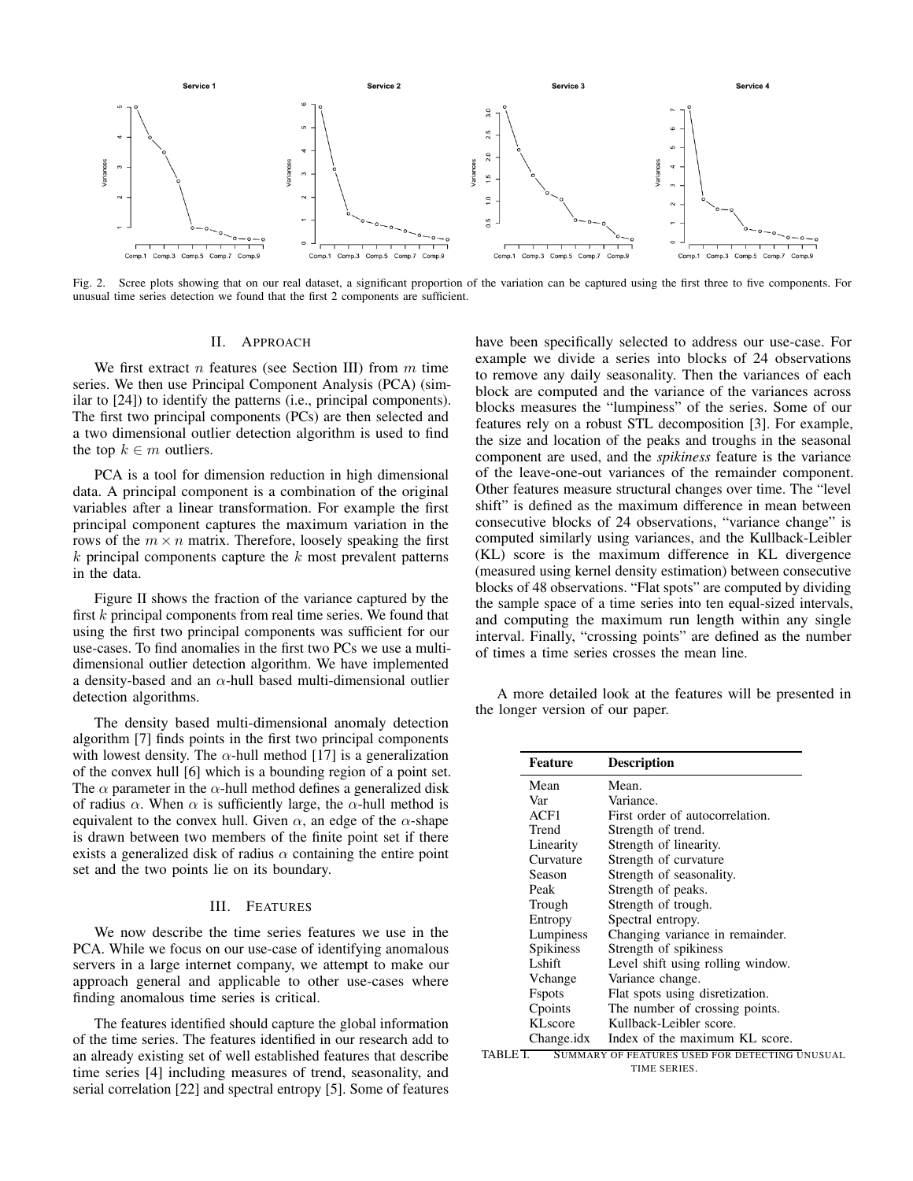Fig. 2. Scree plots showing that on our real dataset, a significant proportion of the variation can be captured using the first three to five components. For unusual time series detection we found that the first 2 components are sufficient.

## II. Approach

We first extract $n$ features (see Section III) from $m$ time series. We then use Principal Component Analysis (PCA) (similar to [24]) to identify the patterns (i.e., principal components). The first two principal components (PCs) are then selected and a two dimensional outlier detection algorithm is used to find the top $k \in m$ outliers.

PCA is a tool for dimension reduction in high dimensional data. A principal component is a combination of the original variables after a linear transformation. For example the first principal component captures the maximum variation in the rows of the $m \times n$ matrix. Therefore, loosely speaking the first $k$ principal components capture the $k$ most prevalent patterns in the data.

Figure II shows the fraction of the variance captured by the first $k$ principal components from real time series. We found that using the first two principal components was sufficient for our use-cases. To find anomalies in the first two PCs we use a multi-dimensional outlier detection algorithm. We have implemented a density-based and an $\alpha$-hull based multi-dimensional outlier detection algorithms.

The density based multi-dimensional anomaly detection algorithm [7] finds points in the first two principal components with lowest density. The $\alpha$-hull method [17] is a generalization of the convex hull [6] which is a bounding region of a point set. The $\alpha$ parameter in the $\alpha$-hull method defines a generalized disk of radius $\alpha$. When $\alpha$ is sufficiently large, the $\alpha$-hull method is equivalent to the convex hull. Given $\alpha$, an edge of the $\alpha$-shape is drawn between two members of the finite point set if there exists a generalized disk of radius $\alpha$ containing the entire point set and the two points lie on its boundary.

## III. Features

We now describe the time series features we use in the PCA. While we focus on our use-case of identifying anomalous servers in a large internet company, we attempt to make our approach general and applicable to other use-cases where finding anomalous time series is critical.

The features identified should capture the global information of the time series. The features identified in our research add to an already existing set of well established features that describe time series [4] including measures of trend, seasonality, and serial correlation [22] and spectral entropy [5]. Some of features have been specifically selected to address our use-case. For example we divide a series into blocks of 24 observations to remove any daily seasonality. Then the variances of each block are computed and the variance of the variances across blocks measures the "lumpiness" of the series. Some of our features rely on a robust STL decomposition [3]. For example, the size and location of the peaks and troughs in the seasonal component are used, and the *spikiness* feature is the variance of the leave-one-out variances of the remainder component. Other features measure structural changes over time. The "level shift" is defined as the maximum difference in mean between consecutive blocks of 24 observations, "variance change" is computed similarly using variances, and the Kullback-Leibler (KL) score is the maximum difference in KL divergence (measured using kernel density estimation) between consecutive blocks of 48 observations. "Flat spots" are computed by dividing the sample space of a time series into ten equal-sized intervals, and computing the maximum run length within any single interval. Finally, "crossing points" are defined as the number of times a time series crosses the mean line.

A more detailed look at the features will be presented in the longer version of our paper.

| Feature | Description |
|---|---|
| Mean | Mean. |
| Var | Variance. |
| ACF1 | First order of autocorrelation. |
| Trend | Strength of trend. |
| Linearity | Strength of linearity. |
| Curvature | Strength of curvature |
| Season | Strength of seasonality. |
| Peak | Strength of peaks. |
| Trough | Strength of trough. |
| Entropy | Spectral entropy. |
| Lumpiness | Changing variance in remainder. |
| Spikiness | Strength of spikiness |
| Lshift | Level shift using rolling window. |
| Vchange | Variance change. |
| Fspots | Flat spots using disretization. |
| Cpoints | The number of crossing points. |
| KLscore | Kullback-Leibler score. |
| Change.idx | Index of the maximum KL score. |

TABLE I. Summary of features used for detecting unusual time series.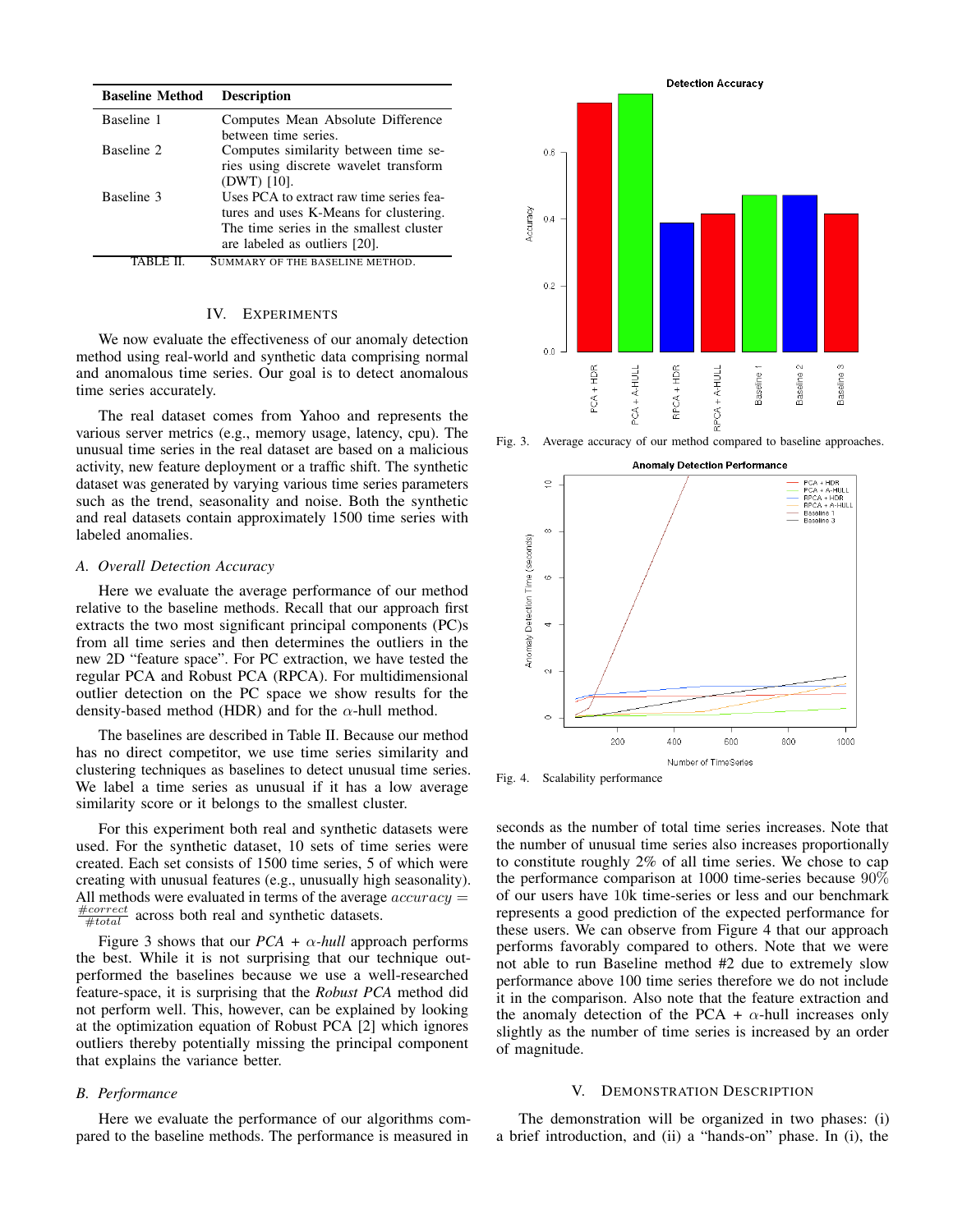| Baseline Method | Description |
|---|---|
| Baseline 1 | Computes Mean Absolute Difference between time series. |
| Baseline 2 | Computes similarity between time series using discrete wavelet transform (DWT) [10]. |
| Baseline 3 | Uses PCA to extract raw time series features and uses K-Means for clustering. The time series in the smallest cluster are labeled as outliers [20]. |

TABLE II. SUMMARY OF THE BASELINE METHOD.

## IV. EXPERIMENTS

We now evaluate the effectiveness of our anomaly detection method using real-world and synthetic data comprising normal and anomalous time series. Our goal is to detect anomalous time series accurately.

The real dataset comes from Yahoo and represents the various server metrics (e.g., memory usage, latency, cpu). The unusual time series in the real dataset are based on a malicious activity, new feature deployment or a traffic shift. The synthetic dataset was generated by varying various time series parameters such as the trend, seasonality and noise. Both the synthetic and real datasets contain approximately 1500 time series with labeled anomalies.

### A. Overall Detection Accuracy

Here we evaluate the average performance of our method relative to the baseline methods. Recall that our approach first extracts the two most significant principal components (PC)s from all time series and then determines the outliers in the new 2D "feature space". For PC extraction, we have tested the regular PCA and Robust PCA (RPCA). For multidimensional outlier detection on the PC space we show results for the density-based method (HDR) and for the $\alpha$-hull method.

The baselines are described in Table II. Because our method has no direct competitor, we use time series similarity and clustering techniques as baselines to detect unusual time series. We label a time series as unusual if it has a low average similarity score or it belongs to the smallest cluster.

For this experiment both real and synthetic datasets were used. For the synthetic dataset, 10 sets of time series were created. Each set consists of 1500 time series, 5 of which were creating with unusual features (e.g., unusually high seasonality). All methods were evaluated in terms of the average $accuracy = \frac{\#correct}{\#total}$ across both real and synthetic datasets.

Figure 3 shows that our *PCA + $\alpha$-hull* approach performs the best. While it is not surprising that our technique outperformed the baselines because we use a well-researched feature-space, it is surprising that the *Robust PCA* method did not perform well. This, however, can be explained by looking at the optimization equation of Robust PCA [2] which ignores outliers thereby potentially missing the principal component that explains the variance better.

### B. Performance

Here we evaluate the performance of our algorithms compared to the baseline methods. The performance is measured in seconds as the number of total time series increases. Note that the number of unusual time series also increases proportionally to constitute roughly 2% of all time series. We chose to cap the performance comparison at 1000 time-series because 90% of our users have 10k time-series or less and our benchmark represents a good prediction of the expected performance for these users. We can observe from Figure 4 that our approach performs favorably compared to others. Note that we were not able to run Baseline method #2 due to extremely slow performance above 100 time series therefore we do not include it in the comparison. Also note that the feature extraction and the anomaly detection of the PCA + $\alpha$-hull increases only slightly as the number of time series is increased by an order of magnitude.

Fig. 3. Average accuracy of our method compared to baseline approaches.

Fig. 4. Scalability performance

## V. DEMONSTRATION DESCRIPTION

The demonstration will be organized in two phases: (i) a brief introduction, and (ii) a "hands-on" phase. In (i), the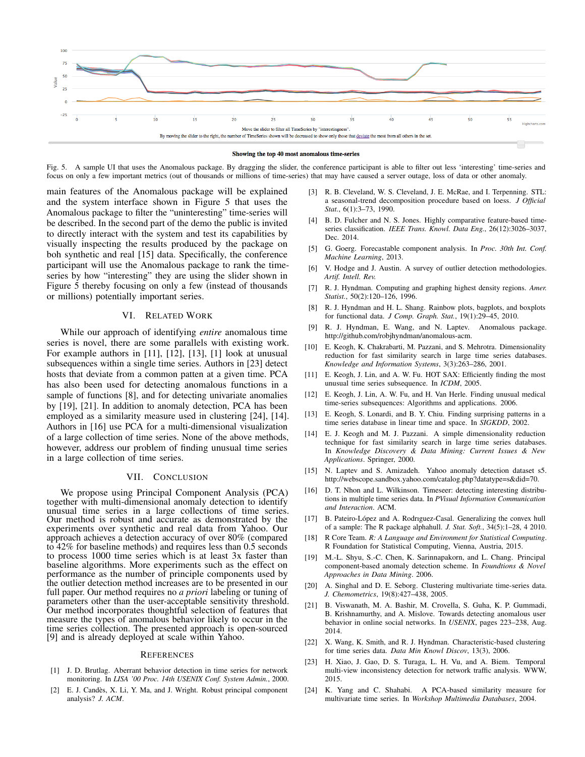100

75

50

25

0

-25

Value

0 5 10 15 20 25 30 35 40 45 50 55

Highcharts.com

Move the slider to filter all TimeSeries by "interestingness".

By moving the slider to the right, the number of TimeSeries shown will be decreased to show only those that deviate the most from all others in the set.

**Showing the top 40 most anomalous time-series**

Fig. 5. A sample UI that uses the Anomalous package. By dragging the slider, the conference participant is able to filter out less 'interesting' time-series and focus on only a few important metrics (out of thousands or millions of time-series) that may have caused a server outage, loss of data or other anomaly.

main features of the Anomalous package will be explained and the system interface shown in Figure 5 that uses the Anomalous package to filter the "uninteresting" time-series will be described. In the second part of the demo the public is invited to directly interact with the system and test its capabilities by visually inspecting the results produced by the package on boh synthetic and real [15] data. Specifically, the conference participant will use the Anomalous package to rank the time-series by how "interesting" they are using the slider shown in Figure 5 thereby focusing on only a few (instead of thousands or millions) potentially important series.

## VI. Related Work

While our approach of identifying *entire* anomalous time series is novel, there are some parallels with existing work. For example authors in [11], [12], [13], [1] look at unusual subsequences within a single time series. Authors in [23] detect hosts that deviate from a common patten at a given time. PCA has also been used for detecting anomalous functions in a sample of functions [8], and for detecting univariate anomalies by [19], [21]. In addition to anomaly detection, PCA has been employed as a similarity measure used in clustering [24], [14]. Authors in [16] use PCA for a multi-dimensional visualization of a large collection of time series. None of the above methods, however, address our problem of finding unusual time series in a large collection of time series.

## VII. Conclusion

We propose using Principal Component Analysis (PCA) together with multi-dimensional anomaly detection to identify unusual time series in a large collections of time series. Our method is robust and accurate as demonstrated by the experiments over synthetic and real data from Yahoo. Our approach achieves a detection accuracy of over 80% (compared to 42% for baseline methods) and requires less than 0.5 seconds to process 1000 time series which is at least 3x faster than baseline algorithms. More experiments such as the effect on performance as the number of principle components used by the outlier detection method increases are to be presented in our full paper. Our method requires no *a priori* labeling or tuning of parameters other than the user-acceptable sensitivity threshold. Our method incorporates thoughtful selection of features that measure the types of anomalous behavior likely to occur in the time series collection. The presented approach is open-sourced [9] and is already deployed at scale within Yahoo.

## References

[1] J. D. Brutlag. Aberrant behavior detection in time series for network monitoring. In *LISA '00 Proc. 14th USENIX Conf. System Admin.*, 2000.

[2] E. J. Candès, X. Li, Y. Ma, and J. Wright. Robust principal component analysis? *J. ACM*.

[3] R. B. Cleveland, W. S. Cleveland, J. E. McRae, and I. Terpenning. STL: a seasonal-trend decomposition procedure based on loess. *J Official Stat.*, 6(1):3–73, 1990.

[4] B. D. Fulcher and N. S. Jones. Highly comparative feature-based time-series classification. *IEEE Trans. Knowl. Data Eng.*, 26(12):3026–3037, Dec. 2014.

[5] G. Goerg. Forecastable component analysis. In *Proc. 30th Int. Conf. Machine Learning*, 2013.

[6] V. Hodge and J. Austin. A survey of outlier detection methodologies. *Artif. Intell. Rev.*

[7] R. J. Hyndman. Computing and graphing highest density regions. *Amer. Statist.*, 50(2):120–126, 1996.

[8] R. J. Hyndman and H. L. Shang. Rainbow plots, bagplots, and boxplots for functional data. *J Comp. Graph. Stat.*, 19(1):29–45, 2010.

[9] R. J. Hyndman, E. Wang, and N. Laptev. Anomalous package. http://github.com/robjhyndman/anomalous-acm.

[10] E. Keogh, K. Chakrabarti, M. Pazzani, and S. Mehrotra. Dimensionality reduction for fast similarity search in large time series databases. *Knowledge and Information Systems*, 3(3):263–286, 2001.

[11] E. Keogh, J. Lin, and A. W. Fu. HOT SAX: Efficiently finding the most unusual time series subsequence. In *ICDM*, 2005.

[12] E. Keogh, J. Lin, A. W. Fu, and H. Van Herle. Finding unusual medical time-series subsequences: Algorithms and applications. 2006.

[13] E. Keogh, S. Lonardi, and B. Y. Chiu. Finding surprising patterns in a time series database in linear time and space. In *SIGKDD*, 2002.

[14] E. J. Keogh and M. J. Pazzani. A simple dimensionality reduction technique for fast similarity search in large time series databases. In *Knowledge Discovery & Data Mining: Current Issues & New Applications*. Springer, 2000.

[15] N. Laptev and S. Amizadeh. Yahoo anomaly detection dataset s5. http://webscope.sandbox.yahoo.com/catalog.php?datatype=s&did=70.

[16] D. T. Nhon and L. Wilkinson. Timeseer: detecting interesting distributions in multiple time series data. In *PVisual Information Communication and Interaction*. ACM.

[17] B. Pateiro-López and A. Rodrıguez-Casal. Generalizing the convex hull of a sample: The R package alphahull. *J. Stat. Soft.*, 34(5):1–28, 4 2010.

[18] R Core Team. *R: A Language and Environment for Statistical Computing*. R Foundation for Statistical Computing, Vienna, Austria, 2015.

[19] M.-L. Shyu, S.-C. Chen, K. Sarinnapakorn, and L. Chang. Principal component-based anomaly detection scheme. In *Foundtions & Novel Approaches in Data Mining*. 2006.

[20] A. Singhal and D. E. Seborg. Clustering multivariate time-series data. *J. Chemometrics*, 19(8):427–438, 2005.

[21] B. Viswanath, M. A. Bashir, M. Crovella, S. Guha, K. P. Gummadi, B. Krishnamurthy, and A. Mislove. Towards detecting anomalous user behavior in online social networks. In *USENIX*, pages 223–238, Aug. 2014.

[22] X. Wang, K. Smith, and R. J. Hyndman. Characteristic-based clustering for time series data. *Data Min Knowl Discov*, 13(3), 2006.

[23] H. Xiao, J. Gao, D. S. Turaga, L. H. Vu, and A. Biem. Temporal multi-view inconsistency detection for network traffic analysis. WWW, 2015.

[24] K. Yang and C. Shahabi. A PCA-based similarity measure for multivariate time series. In *Workshop Multimedia Databases*, 2004.